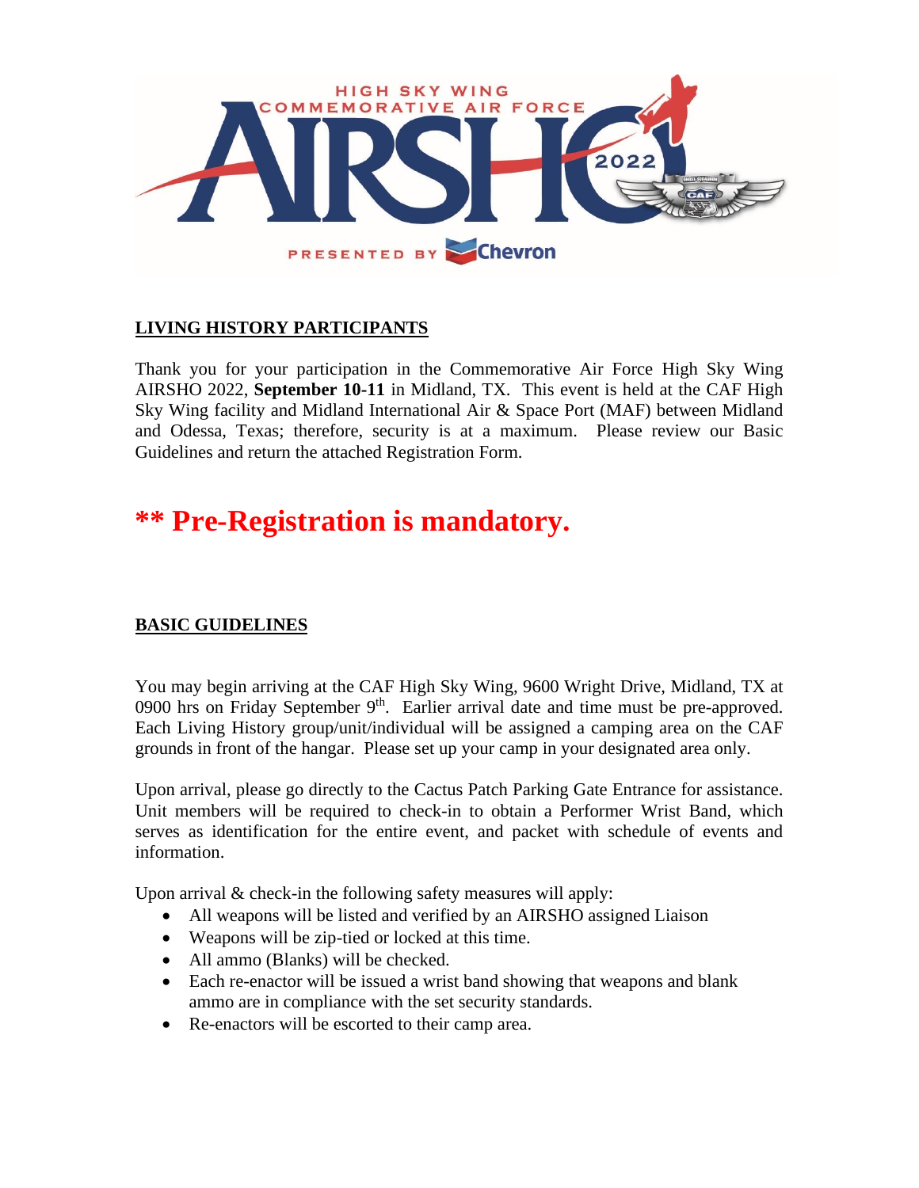HIGH SKY WING
COMMEMORATIVE AIR FORCE
AIRSHO 2022
PRESENTED BY Chevron

## LIVING HISTORY PARTICIPANTS

Thank you for your participation in the Commemorative Air Force High Sky Wing AIRSHO 2022, **September 10-11** in Midland, TX. This event is held at the CAF High Sky Wing facility and Midland International Air & Space Port (MAF) between Midland and Odessa, Texas; therefore, security is at a maximum. Please review our Basic Guidelines and return the attached Registration Form.

# ** Pre-Registration is mandatory.

## BASIC GUIDELINES

You may begin arriving at the CAF High Sky Wing, 9600 Wright Drive, Midland, TX at 0900 hrs on Friday September 9th. Earlier arrival date and time must be pre-approved. Each Living History group/unit/individual will be assigned a camping area on the CAF grounds in front of the hangar. Please set up your camp in your designated area only.

Upon arrival, please go directly to the Cactus Patch Parking Gate Entrance for assistance. Unit members will be required to check-in to obtain a Performer Wrist Band, which serves as identification for the entire event, and packet with schedule of events and information.

Upon arrival & check-in the following safety measures will apply:

- All weapons will be listed and verified by an AIRSHO assigned Liaison
- Weapons will be zip-tied or locked at this time.
- All ammo (Blanks) will be checked.
- Each re-enactor will be issued a wrist band showing that weapons and blank ammo are in compliance with the set security standards.
- Re-enactors will be escorted to their camp area.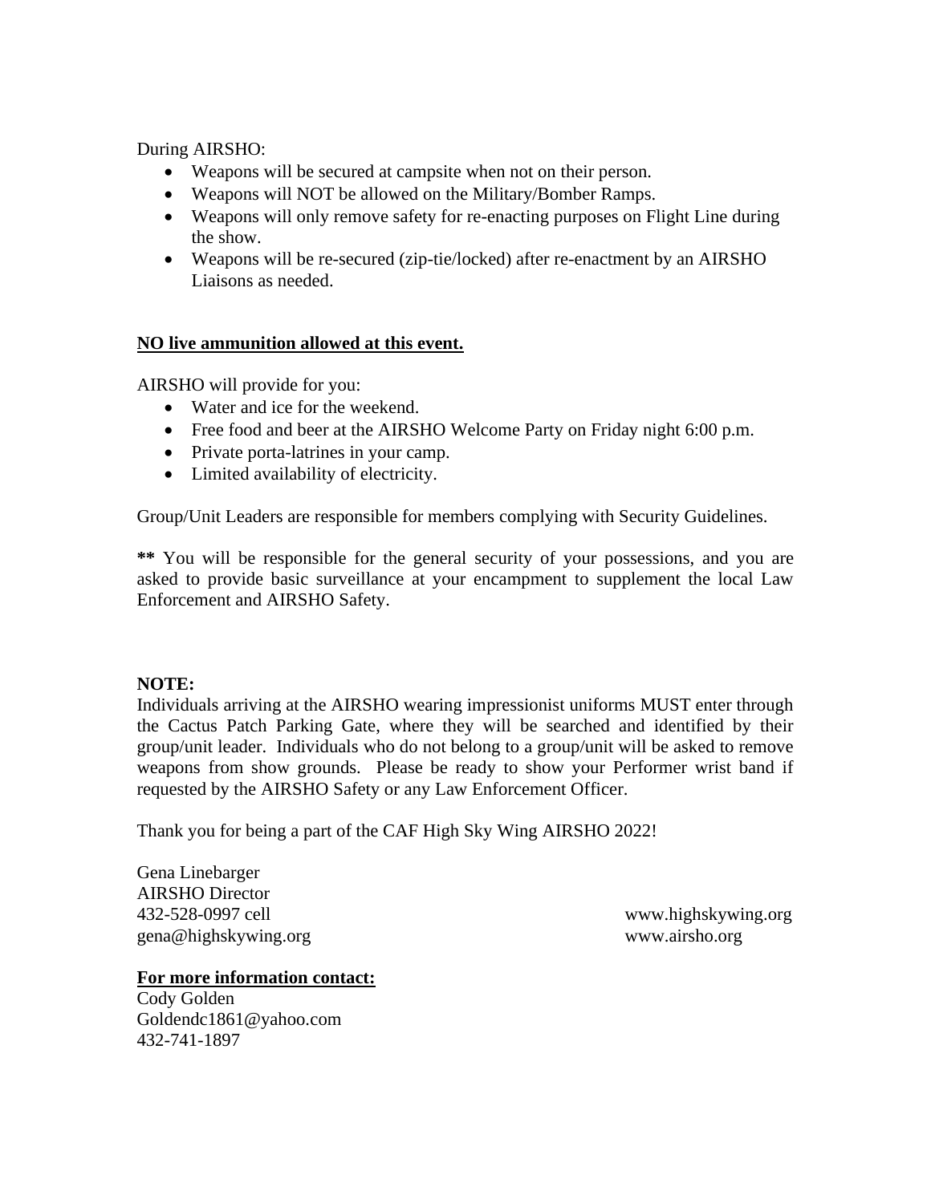During AIRSHO:

- Weapons will be secured at campsite when not on their person.
- Weapons will NOT be allowed on the Military/Bomber Ramps.
- Weapons will only remove safety for re-enacting purposes on Flight Line during the show.
- Weapons will be re-secured (zip-tie/locked) after re-enactment by an AIRSHO Liaisons as needed.

**NO live ammunition allowed at this event.**

AIRSHO will provide for you:

- Water and ice for the weekend.
- Free food and beer at the AIRSHO Welcome Party on Friday night 6:00 p.m.
- Private porta-latrines in your camp.
- Limited availability of electricity.

Group/Unit Leaders are responsible for members complying with Security Guidelines.

**\*\*** You will be responsible for the general security of your possessions, and you are asked to provide basic surveillance at your encampment to supplement the local Law Enforcement and AIRSHO Safety.

**NOTE:**
Individuals arriving at the AIRSHO wearing impressionist uniforms MUST enter through the Cactus Patch Parking Gate, where they will be searched and identified by their group/unit leader. Individuals who do not belong to a group/unit will be asked to remove weapons from show grounds. Please be ready to show your Performer wrist band if requested by the AIRSHO Safety or any Law Enforcement Officer.

Thank you for being a part of the CAF High Sky Wing AIRSHO 2022!

Gena Linebarger
AIRSHO Director
432-528-0997 cell
gena@highskywing.org

www.highskywing.org
www.airsho.org

**For more information contact:**
Cody Golden
Goldendc1861@yahoo.com
432-741-1897